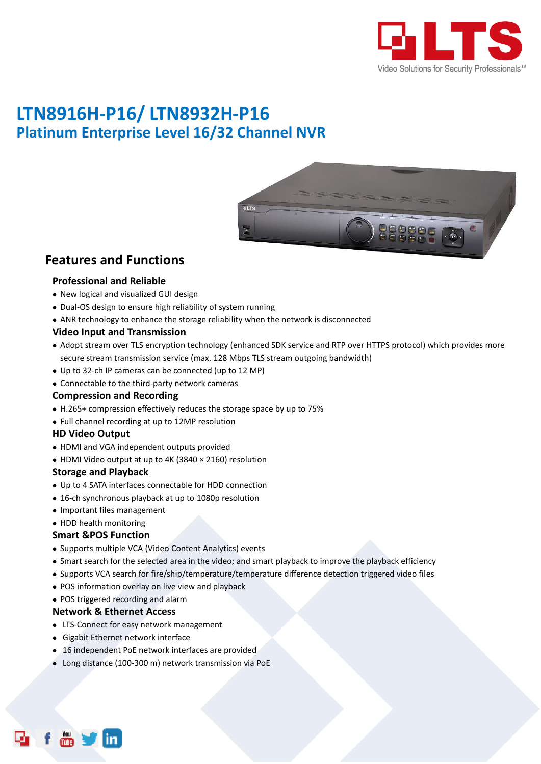# LTN8916H-P16/ LTN8932H-P16

## Platinum Enterprise Level 16/32 Channel NVR

## Features and Functions

### Professional and Reliable

- New logical and visualized GUI design
- Dual-OS design to ensure high reliability of system running
- ANR technology to enhance the storage reliability when the network is disconnected

### Video Input and Transmission

- Adopt stream over TLS encryption technology (enhanced SDK service and RTP over HTTPS protocol) which provides more secure stream transmission service (max. 128 Mbps TLS stream outgoing bandwidth)
- Up to 32-ch IP cameras can be connected (up to 12 MP)
- Connectable to the third-party network cameras

### Compression and Recording

- H.265+ compression effectively reduces the storage space by up to 75%
- Full channel recording at up to 12MP resolution

### HD Video Output

- HDMI and VGA independent outputs provided
- HDMI Video output at up to 4K (3840 × 2160) resolution

### Storage and Playback

- Up to 4 SATA interfaces connectable for HDD connection
- 16-ch synchronous playback at up to 1080p resolution
- Important files management
- HDD health monitoring

### Smart &POS Function

- Supports multiple VCA (Video Content Analytics) events
- Smart search for the selected area in the video; and smart playback to improve the playback efficiency
- Supports VCA search for fire/ship/temperature/temperature difference detection triggered video files
- POS information overlay on live view and playback
- POS triggered recording and alarm

### Network & Ethernet Access

- LTS-Connect for easy network management
- Gigabit Ethernet network interface
- 16 independent PoE network interfaces are provided
- Long distance (100-300 m) network transmission via PoE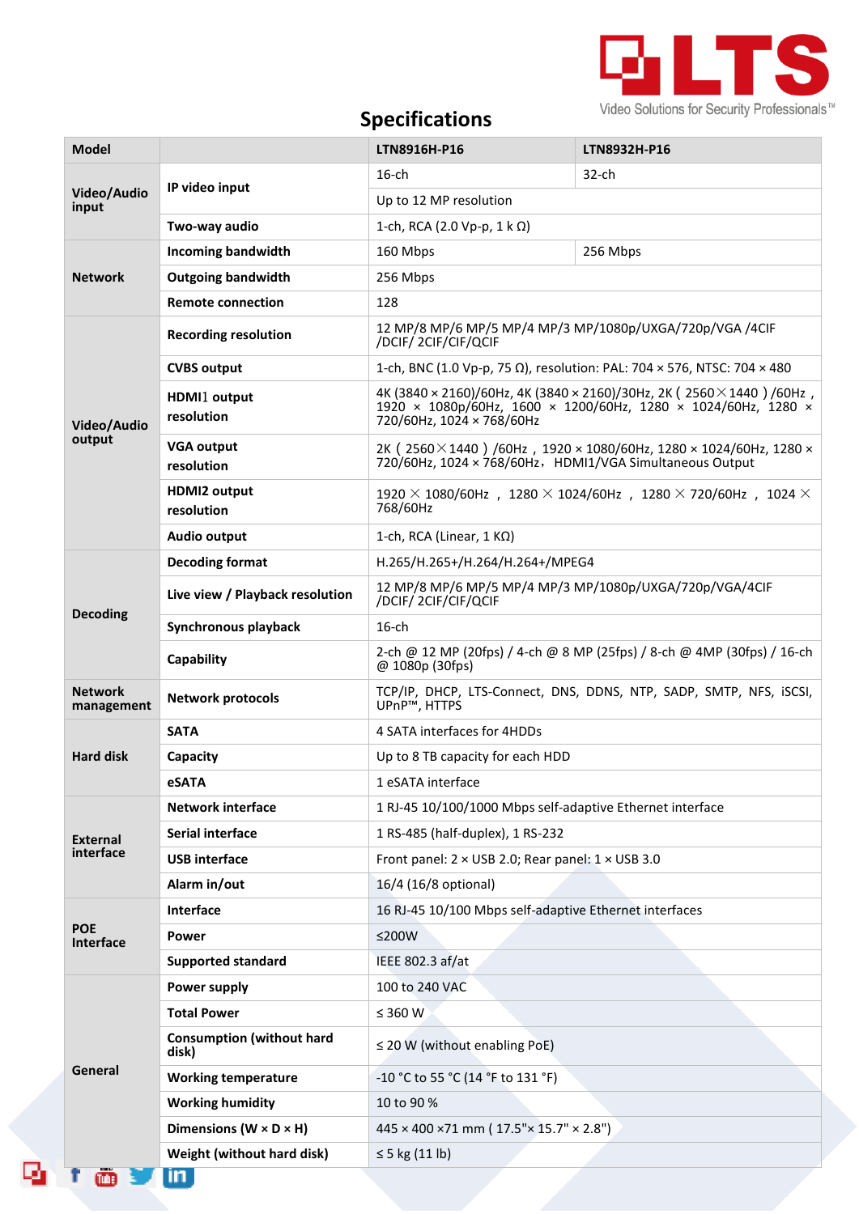## Specifications

| Model | | LTN8916H-P16 | LTN8932H-P16 |
|---|---|---|---|
| Video/Audio input | IP video input | 16-ch | 32-ch |
| | | Up to 12 MP resolution | |
| | Two-way audio | 1-ch, RCA (2.0 Vp-p, 1 k Ω) | |
| Network | Incoming bandwidth | 160 Mbps | 256 Mbps |
| | Outgoing bandwidth | 256 Mbps | |
| | Remote connection | 128 | |
| Video/Audio output | Recording resolution | 12 MP/8 MP/6 MP/5 MP/4 MP/3 MP/1080p/UXGA/720p/VGA /4CIF /DCIF/ 2CIF/CIF/QCIF | |
| | CVBS output | 1-ch, BNC (1.0 Vp-p, 75 Ω), resolution: PAL: 704 × 576, NTSC: 704 × 480 | |
| | HDMI1 output resolution | 4K (3840 × 2160)/60Hz, 4K (3840 × 2160)/30Hz, 2K ( 2560×1440 ) /60Hz , 1920 × 1080p/60Hz, 1600 × 1200/60Hz, 1280 × 1024/60Hz, 1280 × 720/60Hz, 1024 × 768/60Hz | |
| | VGA output resolution | 2K ( 2560×1440 ) /60Hz , 1920 × 1080/60Hz, 1280 × 1024/60Hz, 1280 × 720/60Hz, 1024 × 768/60Hz， HDMI1/VGA Simultaneous Output | |
| | HDMI2 output resolution | 1920 × 1080/60Hz , 1280 × 1024/60Hz , 1280 × 720/60Hz , 1024 × 768/60Hz | |
| | Audio output | 1-ch, RCA (Linear, 1 KΩ) | |
| Decoding | Decoding format | H.265/H.265+/H.264/H.264+/MPEG4 | |
| | Live view / Playback resolution | 12 MP/8 MP/6 MP/5 MP/4 MP/3 MP/1080p/UXGA/720p/VGA/4CIF /DCIF/ 2CIF/CIF/QCIF | |
| | Synchronous playback | 16-ch | |
| | Capability | 2-ch @ 12 MP (20fps) / 4-ch @ 8 MP (25fps) / 8-ch @ 4MP (30fps) / 16-ch @ 1080p (30fps) | |
| Network management | Network protocols | TCP/IP, DHCP, LTS-Connect, DNS, DDNS, NTP, SADP, SMTP, NFS, iSCSI, UPnP™, HTTPS | |
| Hard disk | SATA | 4 SATA interfaces for 4HDDs | |
| | Capacity | Up to 8 TB capacity for each HDD | |
| | eSATA | 1 eSATA interface | |
| External interface | Network interface | 1 RJ-45 10/100/1000 Mbps self-adaptive Ethernet interface | |
| | Serial interface | 1 RS-485 (half-duplex), 1 RS-232 | |
| | USB interface | Front panel: 2 × USB 2.0; Rear panel: 1 × USB 3.0 | |
| | Alarm in/out | 16/4 (16/8 optional) | |
| POE Interface | Interface | 16 RJ-45 10/100 Mbps self-adaptive Ethernet interfaces | |
| | Power | ≤200W | |
| | Supported standard | IEEE 802.3 af/at | |
| General | Power supply | 100 to 240 VAC | |
| | Total Power | ≤ 360 W | |
| | Consumption (without hard disk) | ≤ 20 W (without enabling PoE) | |
| | Working temperature | -10 °C to 55 °C (14 °F to 131 °F) | |
| | Working humidity | 10 to 90 % | |
| | Dimensions (W × D × H) | 445 × 400 ×71 mm ( 17.5"× 15.7" × 2.8") | |
| | Weight (without hard disk) | ≤ 5 kg (11 lb) | |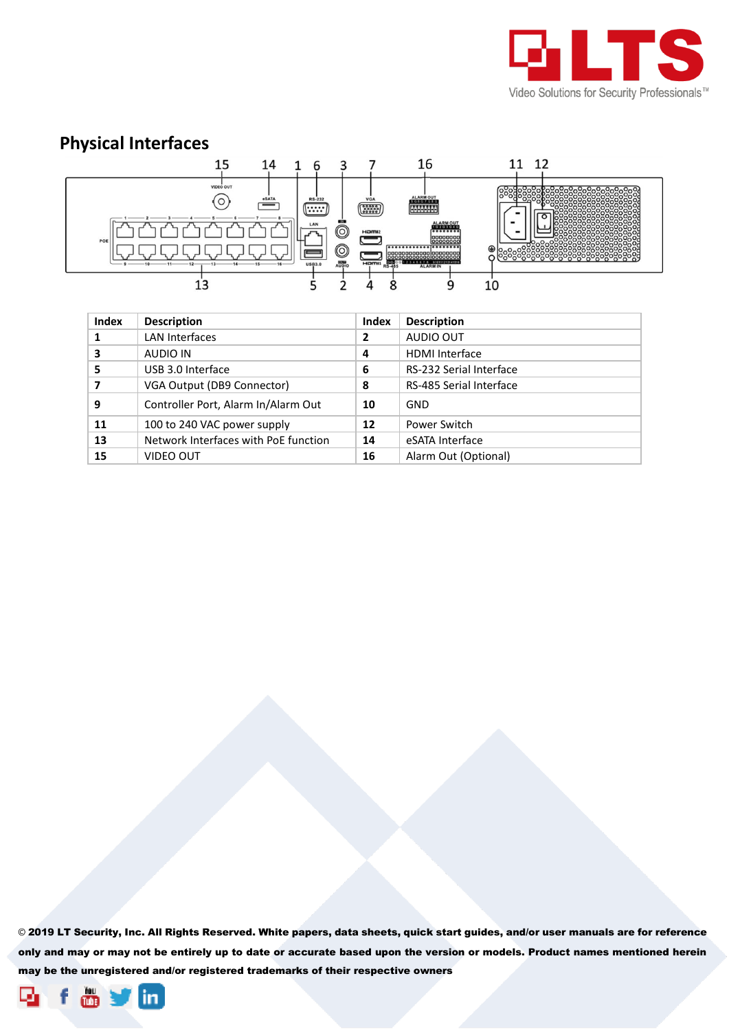## Physical Interfaces

15 14 1 6 3 7 16 11 12

13 5 2 4 8 9 10

| Index | Description | Index | Description |
|---|---|---|---|
| 1 | LAN Interfaces | 2 | AUDIO OUT |
| 3 | AUDIO IN | 4 | HDMI Interface |
| 5 | USB 3.0 Interface | 6 | RS-232 Serial Interface |
| 7 | VGA Output (DB9 Connector) | 8 | RS-485 Serial Interface |
| 9 | Controller Port, Alarm In/Alarm Out | 10 | GND |
| 11 | 100 to 240 VAC power supply | 12 | Power Switch |
| 13 | Network Interfaces with PoE function | 14 | eSATA Interface |
| 15 | VIDEO OUT | 16 | Alarm Out (Optional) |

**© 2019 LT Security, Inc. All Rights Reserved. White papers, data sheets, quick start guides, and/or user manuals are for reference only and may or may not be entirely up to date or accurate based upon the version or models. Product names mentioned herein may be the unregistered and/or registered trademarks of their respective owners**